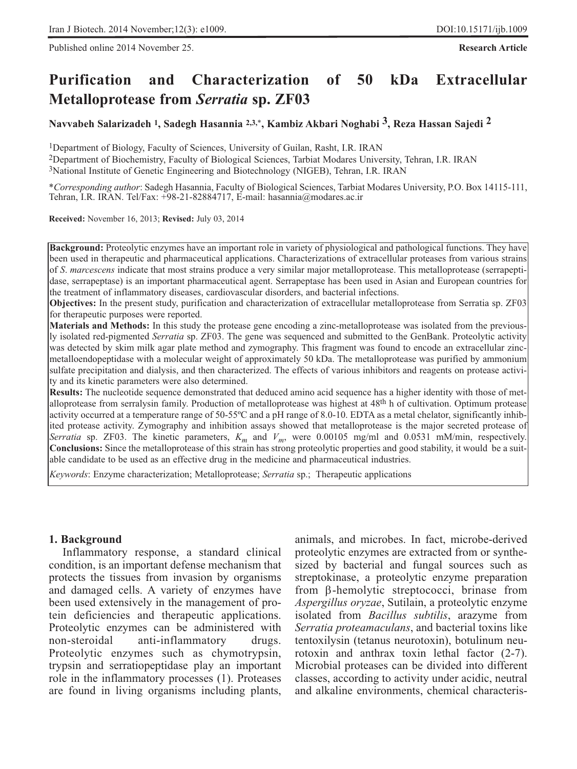Published online 2014 November 25.

**Research Article**

# Purification and Characterization of 50 kDa Extracellular Metalloprotease from *Serratia* sp. ZF03

**Navvabeh Salarizadeh [1], Sadegh Hasannia [2,3,*], Kambiz Akbari Noghabi [3], Reza Hassan Sajedi [2]**

[1]Department of Biology, Faculty of Sciences, University of Guilan, Rasht, I.R. IRAN
[2]Department of Biochemistry, Faculty of Biological Sciences, Tarbiat Modares University, Tehran, I.R. IRAN
[3]National Institute of Genetic Engineering and Biotechnology (NIGEB), Tehran, I.R. IRAN

**Corresponding author*: Sadegh Hasannia, Faculty of Biological Sciences, Tarbiat Modares University, P.O. Box 14115-111, Tehran, I.R. IRAN. Tel/Fax: +98-21-82884717, E-mail: hasannia@modares.ac.ir

**Received:** November 16, 2013; **Revised:** July 03, 2014

**Background:** Proteolytic enzymes have an important role in variety of physiological and pathological functions. They have been used in therapeutic and pharmaceutical applications. Characterizations of extracellular proteases from various strains of *S. marcescens* indicate that most strains produce a very similar major metalloprotease. This metalloprotease (serrapeptidase, serrapeptase) is an important pharmaceutical agent. Serrapeptase has been used in Asian and European countries for the treatment of inflammatory diseases, cardiovascular disorders, and bacterial infections.
**Objectives:** In the present study, purification and characterization of extracellular metalloprotease from Serratia sp. ZF03 for therapeutic purposes were reported.
**Materials and Methods:** In this study the protease gene encoding a zinc-metalloprotease was isolated from the previously isolated red-pigmented *Serratia* sp. ZF03. The gene was sequenced and submitted to the GenBank. Proteolytic activity was detected by skim milk agar plate method and zymography. This fragment was found to encode an extracellular zinc-metalloendopeptidase with a molecular weight of approximately 50 kDa. The metalloprotease was purified by ammonium sulfate precipitation and dialysis, and then characterized. The effects of various inhibitors and reagents on protease activity and its kinetic parameters were also determined.
**Results:** The nucleotide sequence demonstrated that deduced amino acid sequence has a higher identity with those of metalloprotease from serralysin family. Production of metalloprotease was highest at 48$^{th}$ h of cultivation. Optimum protease activity occurred at a temperature range of 50-55ºC and a pH range of 8.0-10. EDTA as a metal chelator, significantly inhibited protease activity. Zymography and inhibition assays showed that metalloprotease is the major secreted protease of *Serratia* sp. ZF03. The kinetic parameters, $K_m$ and $V_m$, were 0.00105 mg/ml and 0.0531 mM/min, respectively.
**Conclusions:** Since the metalloprotease of this strain has strong proteolytic properties and good stability, it would be a suitable candidate to be used as an effective drug in the medicine and pharmaceutical industries.

*Keywords*: Enzyme characterization; Metalloprotease; *Serratia* sp.; Therapeutic applications

## 1. Background

Inflammatory response, a standard clinical condition, is an important defense mechanism that protects the tissues from invasion by organisms and damaged cells. A variety of enzymes have been used extensively in the management of protein deficiencies and therapeutic applications. Proteolytic enzymes can be administered with non-steroidal anti-inflammatory drugs. Proteolytic enzymes such as chymotrypsin, trypsin and serratiopeptidase play an important role in the inflammatory processes (1). Proteases are found in living organisms including plants, animals, and microbes. In fact, microbe-derived proteolytic enzymes are extracted from or synthesized by bacterial and fungal sources such as streptokinase, a proteolytic enzyme preparation from β-hemolytic streptococci, brinase from *Aspergillus oryzae*, Sutilain, a proteolytic enzyme isolated from *Bacillus subtilis*, arazyme from *Serratia proteamaculans*, and bacterial toxins like tentoxilysin (tetanus neurotoxin), botulinum neurotoxin and anthrax toxin lethal factor (2-7). Microbial proteases can be divided into different classes, according to activity under acidic, neutral and alkaline environments, chemical characteris-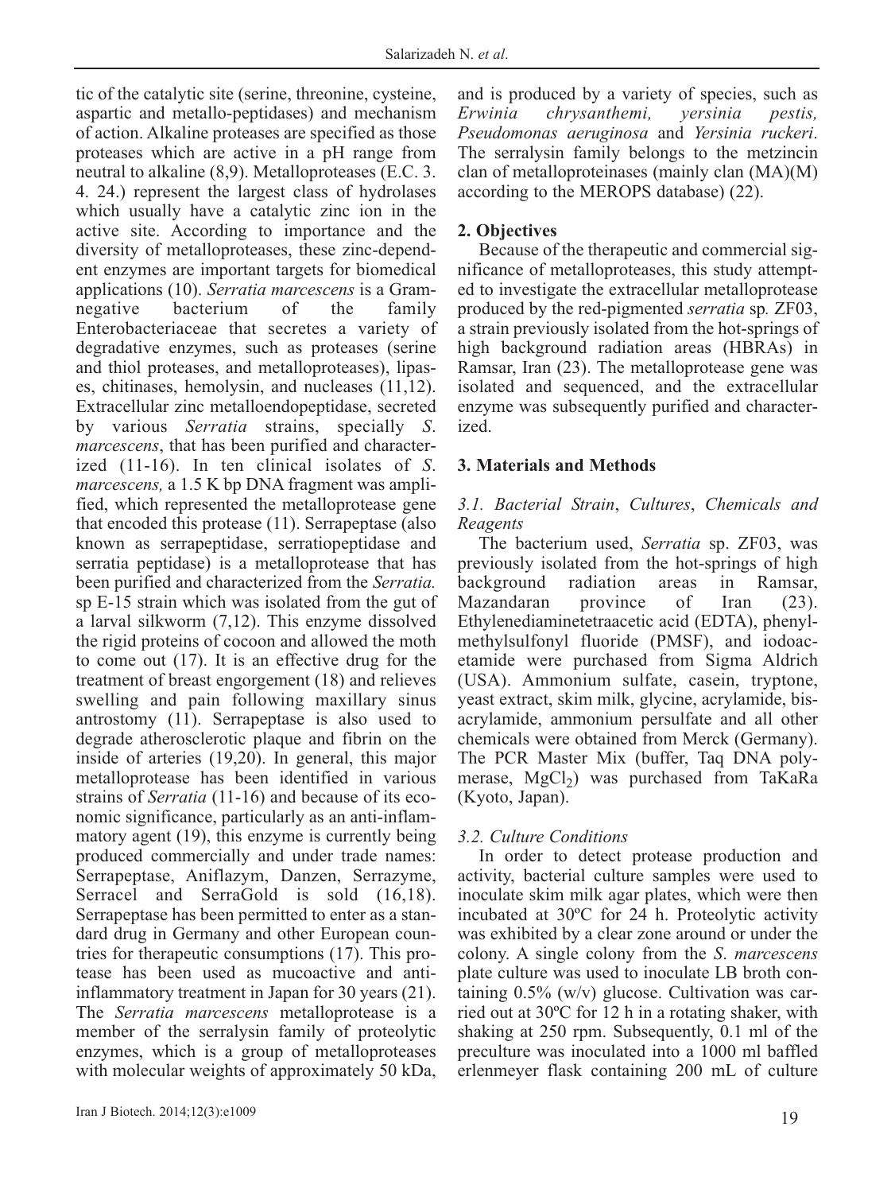tic of the catalytic site (serine, threonine, cysteine, aspartic and metallo-peptidases) and mechanism of action. Alkaline proteases are specified as those proteases which are active in a pH range from neutral to alkaline (8,9). Metalloproteases (E.C. 3. 4. 24.) represent the largest class of hydrolases which usually have a catalytic zinc ion in the active site. According to importance and the diversity of metalloproteases, these zinc-dependent enzymes are important targets for biomedical applications (10). *Serratia marcescens* is a Gram-negative bacterium of the family Enterobacteriaceae that secretes a variety of degradative enzymes, such as proteases (serine and thiol proteases, and metalloproteases), lipases, chitinases, hemolysin, and nucleases (11,12). Extracellular zinc metalloendopeptidase, secreted by various *Serratia* strains, specially *S. marcescens*, that has been purified and characterized (11-16). In ten clinical isolates of *S. marcescens,* a 1.5 K bp DNA fragment was amplified, which represented the metalloprotease gene that encoded this protease (11). Serrapeptase (also known as serrapeptidase, serratiopeptidase and serratia peptidase) is a metalloprotease that has been purified and characterized from the *Serratia.* sp E-15 strain which was isolated from the gut of a larval silkworm (7,12). This enzyme dissolved the rigid proteins of cocoon and allowed the moth to come out (17). It is an effective drug for the treatment of breast engorgement (18) and relieves swelling and pain following maxillary sinus antrostomy (11). Serrapeptase is also used to degrade atherosclerotic plaque and fibrin on the inside of arteries (19,20). In general, this major metalloprotease has been identified in various strains of *Serratia* (11-16) and because of its economic significance, particularly as an anti-inflammatory agent (19), this enzyme is currently being produced commercially and under trade names: Serrapeptase, Aniflazym, Danzen, Serrazyme, Serracel and SerraGold is sold (16,18). Serrapeptase has been permitted to enter as a standard drug in Germany and other European countries for therapeutic consumptions (17). This protease has been used as mucoactive and anti-inflammatory treatment in Japan for 30 years (21). The *Serratia marcescens* metalloprotease is a member of the serralysin family of proteolytic enzymes, which is a group of metalloproteases with molecular weights of approximately 50 kDa, and is produced by a variety of species, such as *Erwinia chrysanthemi, yersinia pestis, Pseudomonas aeruginosa* and *Yersinia ruckeri*. The serralysin family belongs to the metzincin clan of metalloproteinases (mainly clan (MA)(M) according to the MEROPS database) (22).

## 2. Objectives

Because of the therapeutic and commercial significance of metalloproteases, this study attempted to investigate the extracellular metalloprotease produced by the red-pigmented *serratia* sp*.* ZF03, a strain previously isolated from the hot-springs of high background radiation areas (HBRAs) in Ramsar, Iran (23). The metalloprotease gene was isolated and sequenced, and the extracellular enzyme was subsequently purified and characterized.

## 3. Materials and Methods

### *3.1. Bacterial Strain, Cultures, Chemicals and Reagents*

The bacterium used, *Serratia* sp. ZF03, was previously isolated from the hot-springs of high background radiation areas in Ramsar, Mazandaran province of Iran (23). Ethylenediaminetetraacetic acid (EDTA), phenylmethylsulfonyl fluoride (PMSF), and iodoacetamide were purchased from Sigma Aldrich (USA). Ammonium sulfate, casein, tryptone, yeast extract, skim milk, glycine, acrylamide, bisacrylamide, ammonium persulfate and all other chemicals were obtained from Merck (Germany). The PCR Master Mix (buffer, Taq DNA polymerase, $MgCl_2$) was purchased from TaKaRa (Kyoto, Japan).

### *3.2. Culture Conditions*

In order to detect protease production and activity, bacterial culture samples were used to inoculate skim milk agar plates, which were then incubated at 30ºC for 24 h. Proteolytic activity was exhibited by a clear zone around or under the colony. A single colony from the *S. marcescens* plate culture was used to inoculate LB broth containing 0.5% (w/v) glucose. Cultivation was carried out at 30ºC for 12 h in a rotating shaker, with shaking at 250 rpm. Subsequently, 0.1 ml of the preculture was inoculated into a 1000 ml baffled erlenmeyer flask containing 200 mL of culture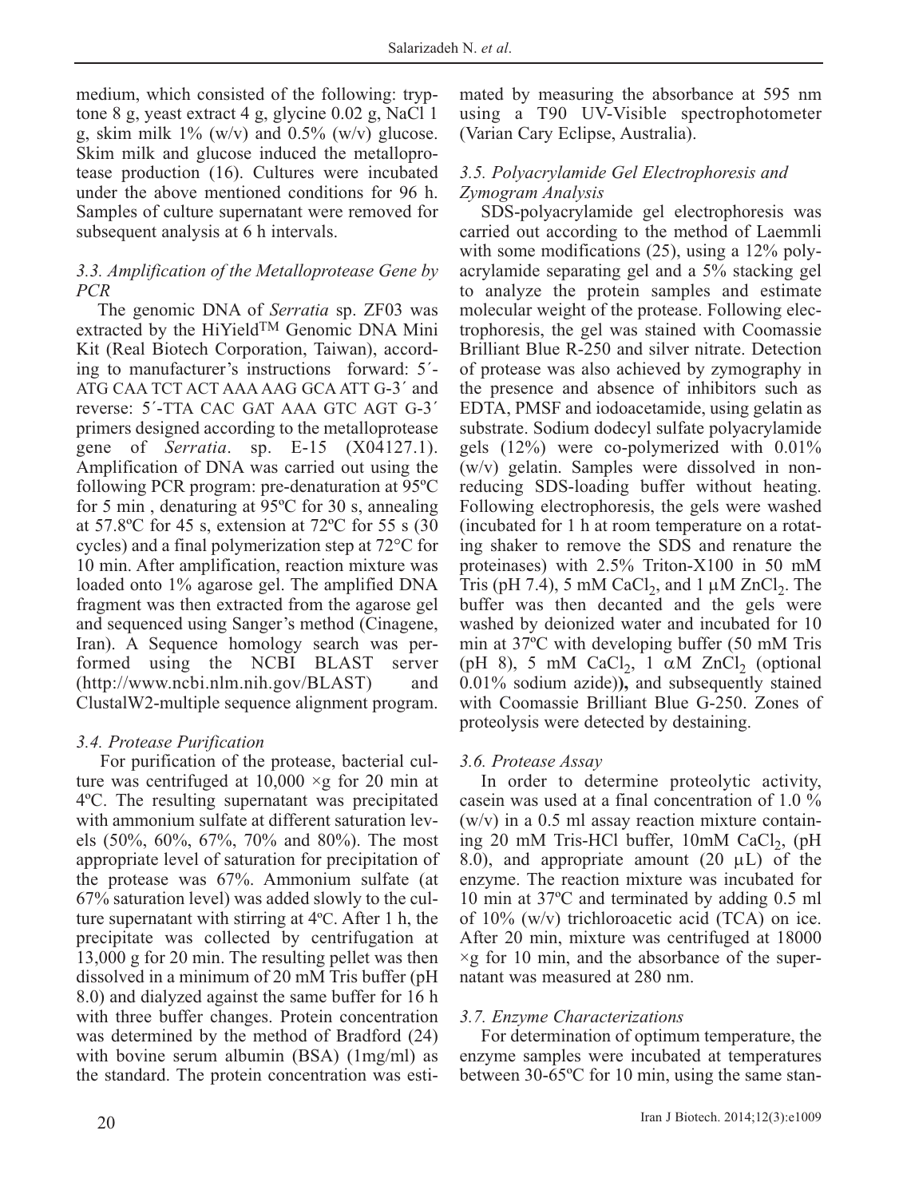medium, which consisted of the following: tryptone 8 g, yeast extract 4 g, glycine 0.02 g, NaCl 1 g, skim milk 1% (w/v) and 0.5% (w/v) glucose. Skim milk and glucose induced the metalloprotease production (16). Cultures were incubated under the above mentioned conditions for 96 h. Samples of culture supernatant were removed for subsequent analysis at 6 h intervals.

### *3.3. Amplification of the Metalloprotease Gene by PCR*

The genomic DNA of *Serratia* sp. ZF03 was extracted by the HiYield$^{TM}$ Genomic DNA Mini Kit (Real Biotech Corporation, Taiwan), according to manufacturer's instructions forward: 5´-ATG CAA TCT ACT AAA AAG GCA ATT G-3´ and reverse: 5´-TTA CAC GAT AAA GTC AGT G-3´ primers designed according to the metalloprotease gene of *Serratia*. sp. E-15 (X04127.1). Amplification of DNA was carried out using the following PCR program: pre-denaturation at 95ºC for 5 min , denaturing at 95ºC for 30 s, annealing at 57.8ºC for 45 s, extension at 72ºC for 55 s (30 cycles) and a final polymerization step at 72°C for 10 min. After amplification, reaction mixture was loaded onto 1% agarose gel. The amplified DNA fragment was then extracted from the agarose gel and sequenced using Sanger's method (Cinagene, Iran). A Sequence homology search was performed using the NCBI BLAST server (http://www.ncbi.nlm.nih.gov/BLAST) and ClustalW2-multiple sequence alignment program.

### *3.4. Protease Purification*

For purification of the protease, bacterial culture was centrifuged at 10,000 ×g for 20 min at 4ºC. The resulting supernatant was precipitated with ammonium sulfate at different saturation levels (50%, 60%, 67%, 70% and 80%). The most appropriate level of saturation for precipitation of the protease was 67%. Ammonium sulfate (at 67% saturation level) was added slowly to the culture supernatant with stirring at 4ºC. After 1 h, the precipitate was collected by centrifugation at 13,000 g for 20 min. The resulting pellet was then dissolved in a minimum of 20 mM Tris buffer (pH 8.0) and dialyzed against the same buffer for 16 h with three buffer changes. Protein concentration was determined by the method of Bradford (24) with bovine serum albumin (BSA) (1mg/ml) as the standard. The protein concentration was estimated by measuring the absorbance at 595 nm using a T90 UV-Visible spectrophotometer (Varian Cary Eclipse, Australia).

### *3.5. Polyacrylamide Gel Electrophoresis and Zymogram Analysis*

SDS-polyacrylamide gel electrophoresis was carried out according to the method of Laemmli with some modifications (25), using a 12% polyacrylamide separating gel and a 5% stacking gel to analyze the protein samples and estimate molecular weight of the protease. Following electrophoresis, the gel was stained with Coomassie Brilliant Blue R-250 and silver nitrate. Detection of protease was also achieved by zymography in the presence and absence of inhibitors such as EDTA, PMSF and iodoacetamide, using gelatin as substrate. Sodium dodecyl sulfate polyacrylamide gels (12%) were co-polymerized with 0.01% (w/v) gelatin. Samples were dissolved in non-reducing SDS-loading buffer without heating. Following electrophoresis, the gels were washed (incubated for 1 h at room temperature on a rotating shaker to remove the SDS and renature the proteinases) with 2.5% Triton-X100 in 50 mM Tris (pH 7.4), 5 mM $CaCl_2$, and 1 μM $ZnCl_2$. The buffer was then decanted and the gels were washed by deionized water and incubated for 10 min at 37ºC with developing buffer (50 mM Tris (pH 8), 5 mM $CaCl_2$, 1 αM $ZnCl_2$ (optional 0.01% sodium azide)**)**, and subsequently stained with Coomassie Brilliant Blue G-250. Zones of proteolysis were detected by destaining.

### *3.6. Protease Assay*

In order to determine proteolytic activity, casein was used at a final concentration of 1.0 % (w/v) in a 0.5 ml assay reaction mixture containing 20 mM Tris-HCl buffer, 10mM $CaCl_2$, (pH 8.0), and appropriate amount (20 μL) of the enzyme. The reaction mixture was incubated for 10 min at 37ºC and terminated by adding 0.5 ml of 10% (w/v) trichloroacetic acid (TCA) on ice. After 20 min, mixture was centrifuged at 18000 ×g for 10 min, and the absorbance of the supernatant was measured at 280 nm.

### *3.7. Enzyme Characterizations*

For determination of optimum temperature, the enzyme samples were incubated at temperatures between 30-65ºC for 10 min, using the same stan-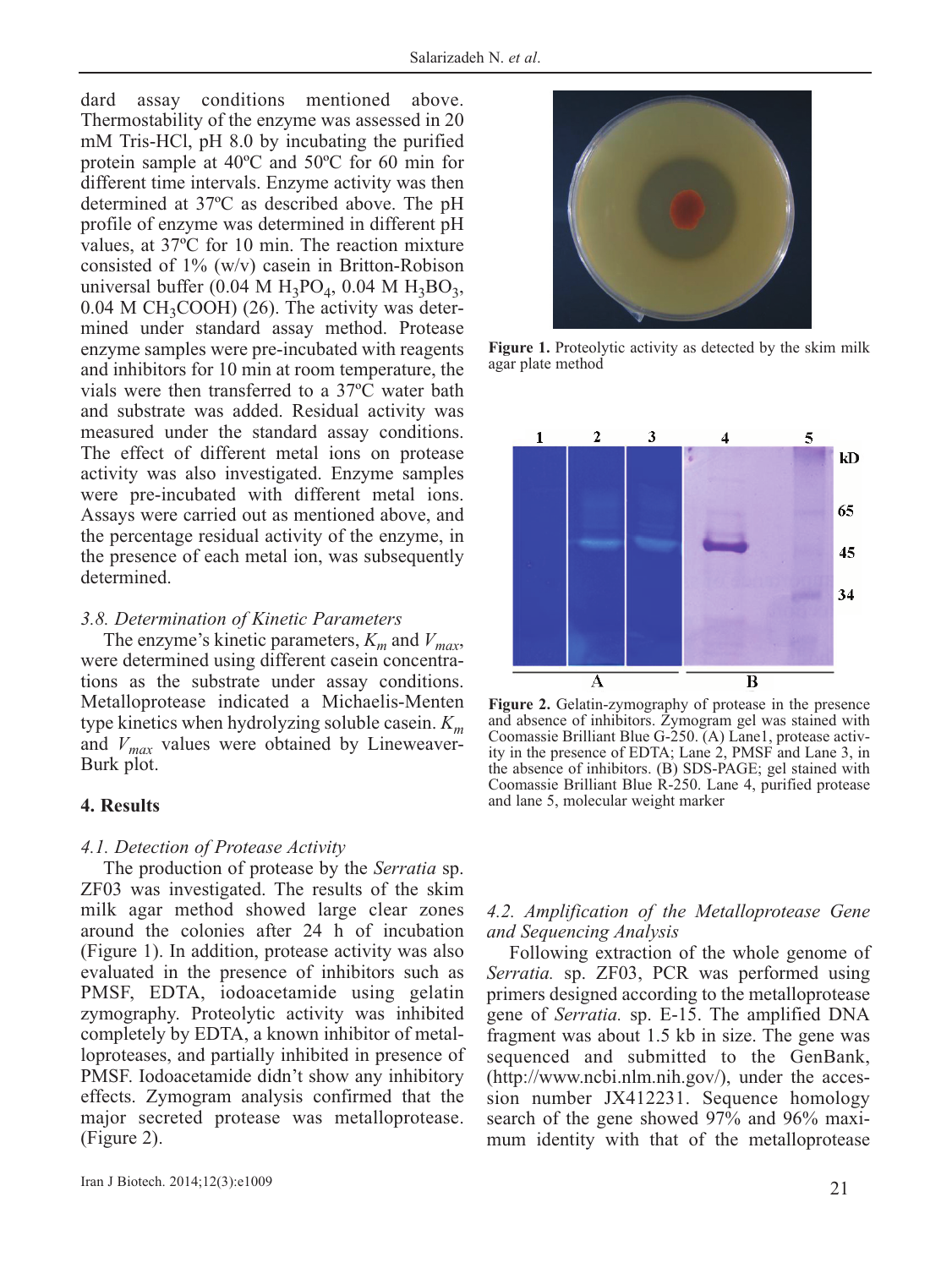dard assay conditions mentioned above. Thermostability of the enzyme was assessed in 20 mM Tris-HCl, pH 8.0 by incubating the purified protein sample at 40ºC and 50ºC for 60 min for different time intervals. Enzyme activity was then determined at 37ºC as described above. The pH profile of enzyme was determined in different pH values, at 37ºC for 10 min. The reaction mixture consisted of 1% (w/v) casein in Britton-Robison universal buffer (0.04 M $H_3PO_4$, 0.04 M $H_3BO_3$, 0.04 M $CH_3COOH$) (26). The activity was determined under standard assay method. Protease enzyme samples were pre-incubated with reagents and inhibitors for 10 min at room temperature, the vials were then transferred to a 37ºC water bath and substrate was added. Residual activity was measured under the standard assay conditions. The effect of different metal ions on protease activity was also investigated. Enzyme samples were pre-incubated with different metal ions. Assays were carried out as mentioned above, and the percentage residual activity of the enzyme, in the presence of each metal ion, was subsequently determined.

### *3.8. Determination of Kinetic Parameters*

The enzyme's kinetic parameters, $K_m$ and $V_{max}$, were determined using different casein concentrations as the substrate under assay conditions. Metalloprotease indicated a Michaelis-Menten type kinetics when hydrolyzing soluble casein. $K_m$ and $V_{max}$ values were obtained by Lineweaver-Burk plot.

## 4. Results

### *4.1. Detection of Protease Activity*

The production of protease by the *Serratia* sp. ZF03 was investigated. The results of the skim milk agar method showed large clear zones around the colonies after 24 h of incubation (Figure 1). In addition, protease activity was also evaluated in the presence of inhibitors such as PMSF, EDTA, iodoacetamide using gelatin zymography. Proteolytic activity was inhibited completely by EDTA, a known inhibitor of metalloproteases, and partially inhibited in presence of PMSF. Iodoacetamide didn't show any inhibitory effects. Zymogram analysis confirmed that the major secreted protease was metalloprotease. (Figure 2).

**Figure 1.** Proteolytic activity as detected by the skim milk agar plate method

**Figure 2.** Gelatin-zymography of protease in the presence and absence of inhibitors. Zymogram gel was stained with Coomassie Brilliant Blue G-250. (A) Lane1, protease activity in the presence of EDTA; Lane 2, PMSF and Lane 3, in the absence of inhibitors. (B) SDS-PAGE; gel stained with Coomassie Brilliant Blue R-250. Lane 4, purified protease and lane 5, molecular weight marker

### *4.2. Amplification of the Metalloprotease Gene and Sequencing Analysis*

Following extraction of the whole genome of *Serratia.* sp. ZF03, PCR was performed using primers designed according to the metalloprotease gene of *Serratia.* sp. E-15. The amplified DNA fragment was about 1.5 kb in size. The gene was sequenced and submitted to the GenBank, (http://www.ncbi.nlm.nih.gov/), under the accession number JX412231. Sequence homology search of the gene showed 97% and 96% maximum identity with that of the metalloprotease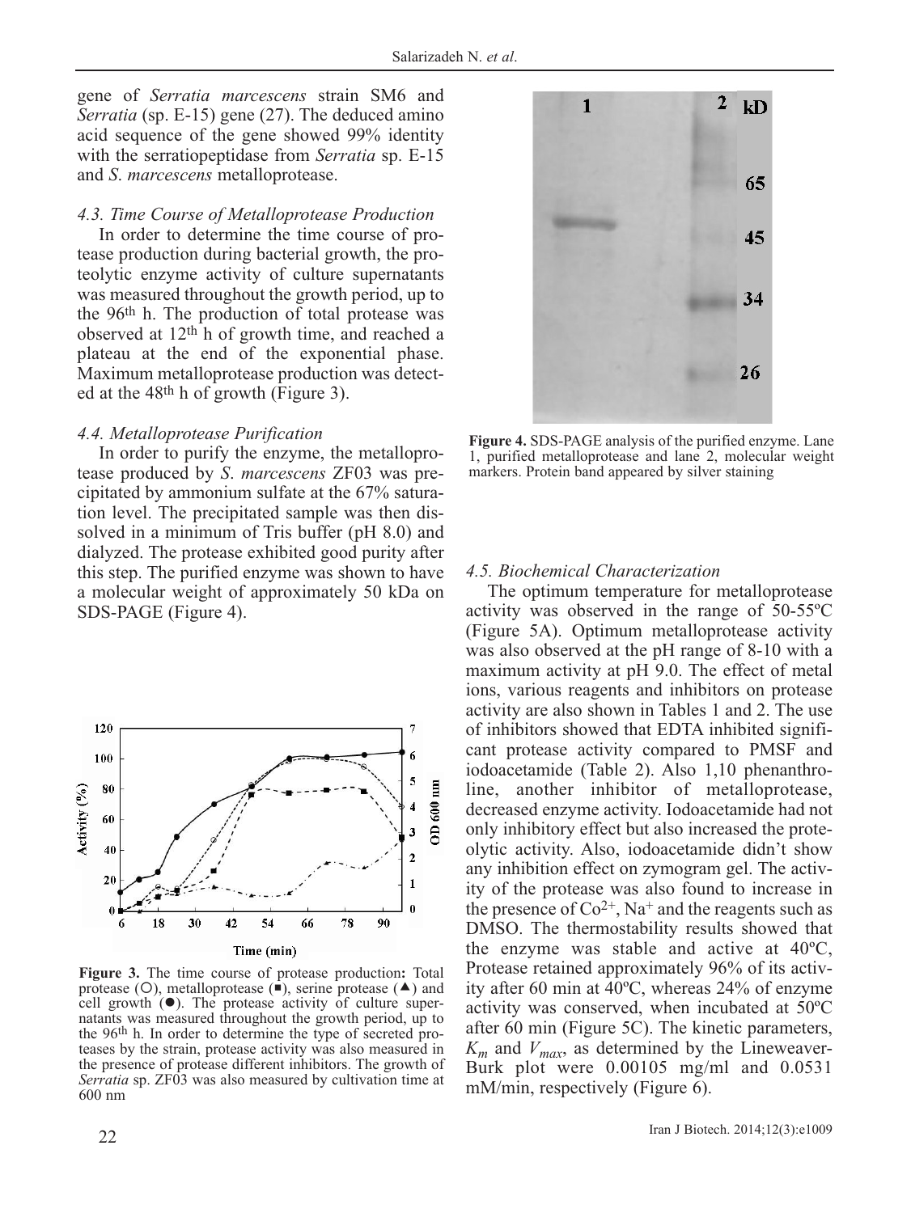gene of *Serratia marcescens* strain SM6 and *Serratia* (sp. E-15) gene (27). The deduced amino acid sequence of the gene showed 99% identity with the serratiopeptidase from *Serratia* sp. E-15 and *S. marcescens* metalloprotease.

### *4.3. Time Course of Metalloprotease Production*

In order to determine the time course of protease production during bacterial growth, the proteolytic enzyme activity of culture supernatants was measured throughout the growth period, up to the 96th h. The production of total protease was observed at 12th h of growth time, and reached a plateau at the end of the exponential phase. Maximum metalloprotease production was detected at the 48th h of growth (Figure 3).

### *4.4. Metalloprotease Purification*

In order to purify the enzyme, the metalloprotease produced by *S. marcescens* ZF03 was precipitated by ammonium sulfate at the 67% saturation level. The precipitated sample was then dissolved in a minimum of Tris buffer (pH 8.0) and dialyzed. The protease exhibited good purity after this step. The purified enzyme was shown to have a molecular weight of approximately 50 kDa on SDS-PAGE (Figure 4).

**Figure 3.** The time course of protease production**:** Total protease (○), metalloprotease (■), serine protease (▲) and cell growth (●). The protease activity of culture supernatants was measured throughout the growth period, up to the 96th h. In order to determine the type of secreted proteases by the strain, protease activity was also measured in the presence of protease different inhibitors. The growth of *Serratia* sp. ZF03 was also measured by cultivation time at 600 nm

**Figure 4.** SDS-PAGE analysis of the purified enzyme. Lane 1, purified metalloprotease and lane 2, molecular weight markers. Protein band appeared by silver staining

### *4.5. Biochemical Characterization*

The optimum temperature for metalloprotease activity was observed in the range of 50-55ºC (Figure 5A). Optimum metalloprotease activity was also observed at the pH range of 8-10 with a maximum activity at pH 9.0. The effect of metal ions, various reagents and inhibitors on protease activity are also shown in Tables 1 and 2. The use of inhibitors showed that EDTA inhibited significant protease activity compared to PMSF and iodoacetamide (Table 2). Also 1,10 phenanthroline, another inhibitor of metalloprotease, decreased enzyme activity. Iodoacetamide had not only inhibitory effect but also increased the proteolytic activity. Also, iodoacetamide didn't show any inhibition effect on zymogram gel. The activity of the protease was also found to increase in the presence of $Co^{2+}$, $Na^{+}$ and the reagents such as DMSO. The thermostability results showed that the enzyme was stable and active at 40ºC, Protease retained approximately 96% of its activity after 60 min at 40ºC, whereas 24% of enzyme activity was conserved, when incubated at 50ºC after 60 min (Figure 5C). The kinetic parameters, $K_m$ and $V_{max}$, as determined by the Lineweaver-Burk plot were 0.00105 mg/ml and 0.0531 mM/min, respectively (Figure 6).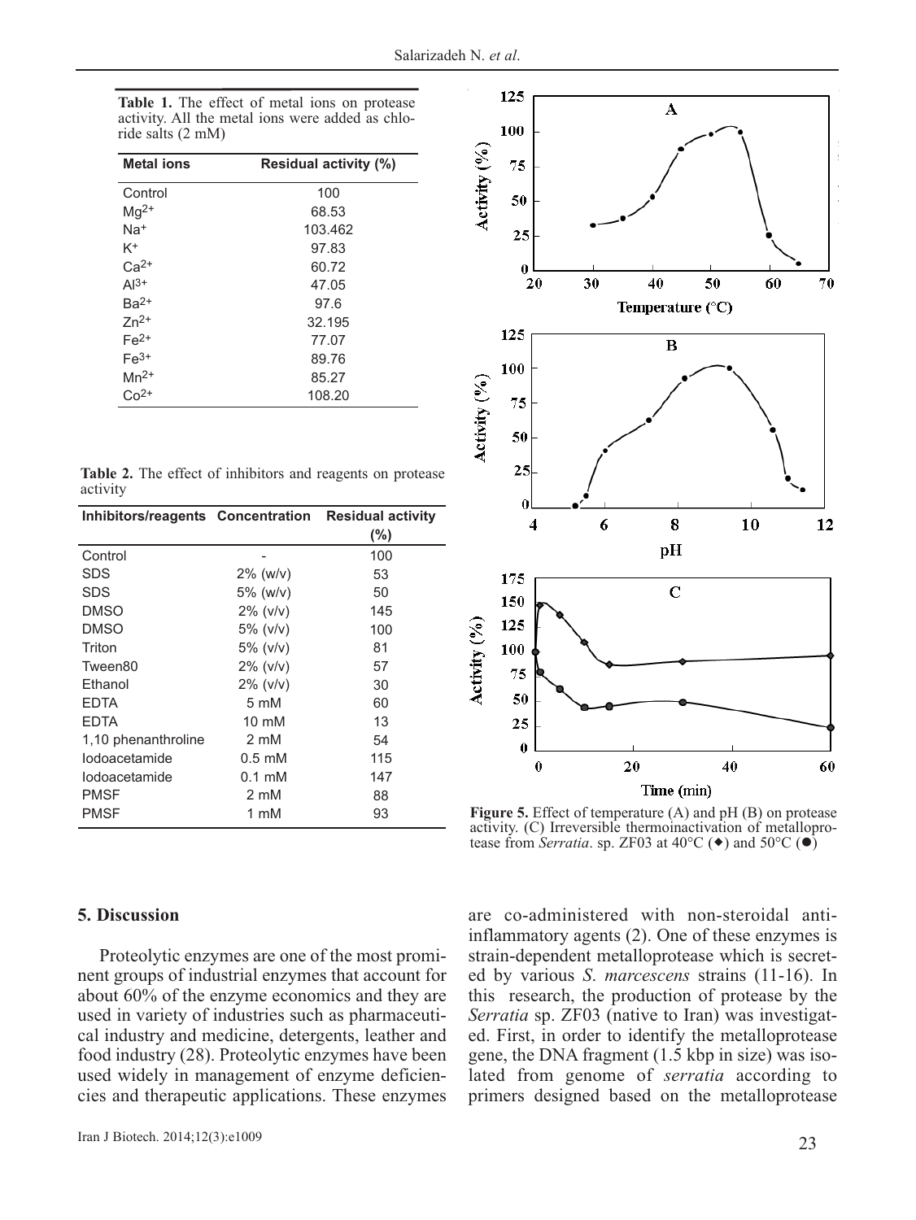**Table 1.** The effect of metal ions on protease activity. All the metal ions were added as chloride salts (2 mM)

| Metal ions | Residual activity (%) |
|---|---|
| Control | 100 |
| $Mg^{2+}$ | 68.53 |
| $Na^{+}$ | 103.462 |
| $K^{+}$ | 97.83 |
| $Ca^{2+}$ | 60.72 |
| $Al^{3+}$ | 47.05 |
| $Ba^{2+}$ | 97.6 |
| $Zn^{2+}$ | 32.195 |
| $Fe^{2+}$ | 77.07 |
| $Fe^{3+}$ | 89.76 |
| $Mn^{2+}$ | 85.27 |
| $Co^{2+}$ | 108.20 |

**Table 2.** The effect of inhibitors and reagents on protease activity

| Inhibitors/reagents | Concentration | Residual activity (%) |
|---|---|---|
| Control | - | 100 |
| SDS | 2% (w/v) | 53 |
| SDS | 5% (w/v) | 50 |
| DMSO | 2% (v/v) | 145 |
| DMSO | 5% (v/v) | 100 |
| Triton | 5% (v/v) | 81 |
| Tween80 | 2% (v/v) | 57 |
| Ethanol | 2% (v/v) | 30 |
| EDTA | 5 mM | 60 |
| EDTA | 10 mM | 13 |
| 1,10 phenanthroline | 2 mM | 54 |
| Iodoacetamide | 0.5 mM | 115 |
| Iodoacetamide | 0.1 mM | 147 |
| PMSF | 2 mM | 88 |
| PMSF | 1 mM | 93 |

**Figure 5.** Effect of temperature (A) and pH (B) on protease activity. (C) Irreversible thermoinactivation of metalloprotease from *Serratia*. sp. ZF03 at 40°C (◆) and 50°C (●)

## 5. Discussion

Proteolytic enzymes are one of the most prominent groups of industrial enzymes that account for about 60% of the enzyme economics and they are used in variety of industries such as pharmaceutical industry and medicine, detergents, leather and food industry (28). Proteolytic enzymes have been used widely in management of enzyme deficiencies and therapeutic applications. These enzymes are co-administered with non-steroidal anti-inflammatory agents (2). One of these enzymes is strain-dependent metalloprotease which is secreted by various *S. marcescens* strains (11-16). In this research, the production of protease by the *Serratia* sp. ZF03 (native to Iran) was investigated. First, in order to identify the metalloprotease gene, the DNA fragment (1.5 kbp in size) was isolated from genome of *serratia* according to primers designed based on the metalloprotease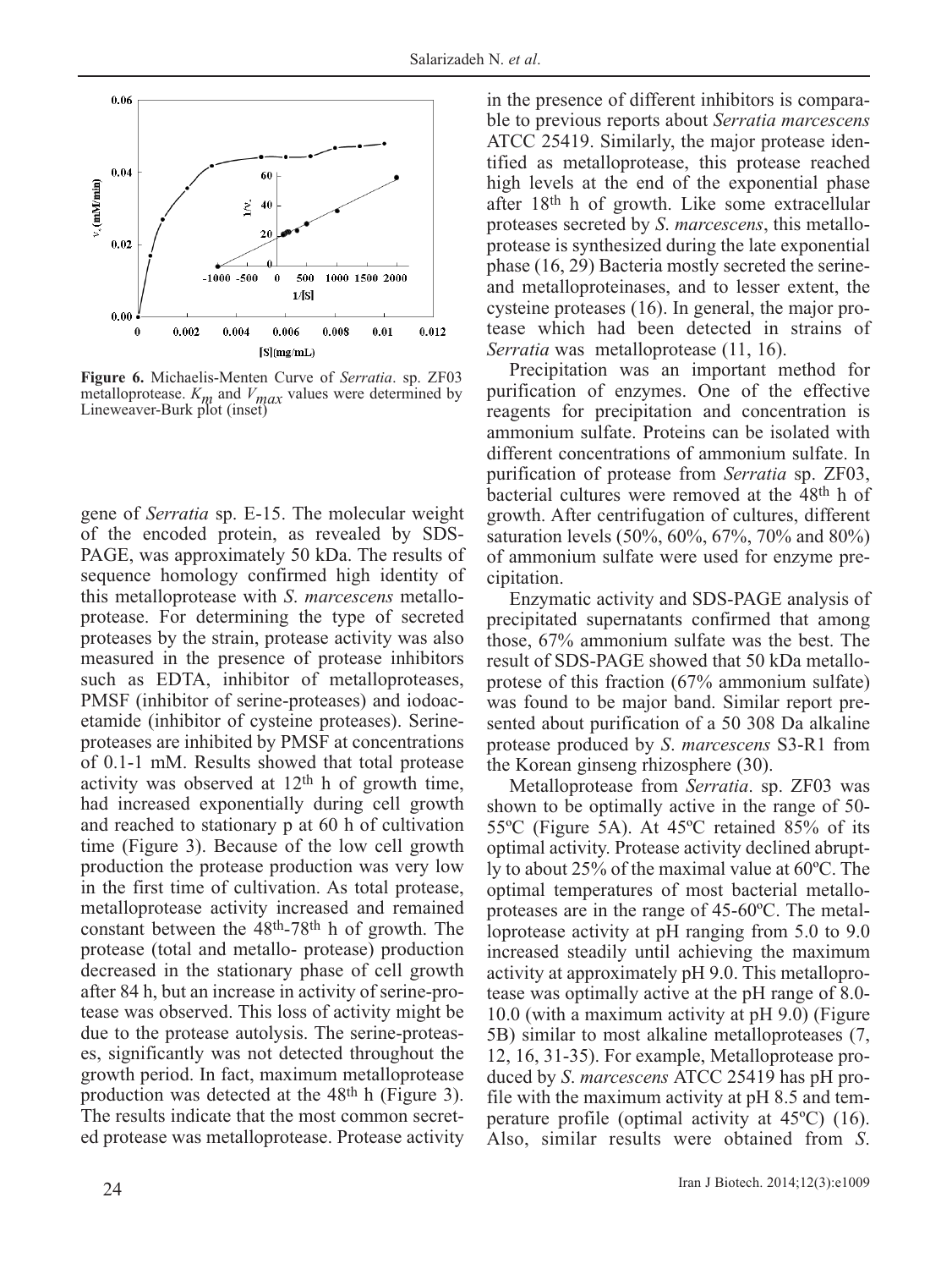Figure 6. Michaelis-Menten Curve of *Serratia*. sp. ZF03 metalloprotease. $K_m$ and $V_{max}$ values were determined by Lineweaver-Burk plot (inset)

gene of *Serratia* sp. E-15. The molecular weight of the encoded protein, as revealed by SDS-PAGE, was approximately 50 kDa. The results of sequence homology confirmed high identity of this metalloprotease with *S. marcescens* metalloprotease. For determining the type of secreted proteases by the strain, protease activity was also measured in the presence of protease inhibitors such as EDTA, inhibitor of metalloproteases, PMSF (inhibitor of serine-proteases) and iodoacetamide (inhibitor of cysteine proteases). Serine-proteases are inhibited by PMSF at concentrations of 0.1-1 mM. Results showed that total protease activity was observed at 12th h of growth time, had increased exponentially during cell growth and reached to stationary p at 60 h of cultivation time (Figure 3). Because of the low cell growth production the protease production was very low in the first time of cultivation. As total protease, metalloprotease activity increased and remained constant between the 48th-78th h of growth. The protease (total and metallo- protease) production decreased in the stationary phase of cell growth after 84 h, but an increase in activity of serine-protease was observed. This loss of activity might be due to the protease autolysis. The serine-proteases, significantly was not detected throughout the growth period. In fact, maximum metalloprotease production was detected at the 48th h (Figure 3). The results indicate that the most common secreted protease was metalloprotease. Protease activity in the presence of different inhibitors is comparable to previous reports about *Serratia marcescens* ATCC 25419. Similarly, the major protease identified as metalloprotease, this protease reached high levels at the end of the exponential phase after 18th h of growth. Like some extracellular proteases secreted by *S. marcescens*, this metalloprotease is synthesized during the late exponential phase (16, 29) Bacteria mostly secreted the serine- and metalloproteinases, and to lesser extent, the cysteine proteases (16). In general, the major protease which had been detected in strains of *Serratia* was metalloprotease (11, 16).

Precipitation was an important method for purification of enzymes. One of the effective reagents for precipitation and concentration is ammonium sulfate. Proteins can be isolated with different concentrations of ammonium sulfate. In purification of protease from *Serratia* sp. ZF03, bacterial cultures were removed at the 48th h of growth. After centrifugation of cultures, different saturation levels (50%, 60%, 67%, 70% and 80%) of ammonium sulfate were used for enzyme precipitation.

Enzymatic activity and SDS-PAGE analysis of precipitated supernatants confirmed that among those, 67% ammonium sulfate was the best. The result of SDS-PAGE showed that 50 kDa metalloprotese of this fraction (67% ammonium sulfate) was found to be major band. Similar report presented about purification of a 50 308 Da alkaline protease produced by *S. marcescens* S3-R1 from the Korean ginseng rhizosphere (30).

Metalloprotease from *Serratia*. sp. ZF03 was shown to be optimally active in the range of 50-55ºC (Figure 5A). At 45ºC retained 85% of its optimal activity. Protease activity declined abruptly to about 25% of the maximal value at 60ºC. The optimal temperatures of most bacterial metalloproteases are in the range of 45-60ºC. The metalloprotease activity at pH ranging from 5.0 to 9.0 increased steadily until achieving the maximum activity at approximately pH 9.0. This metalloprotease was optimally active at the pH range of 8.0-10.0 (with a maximum activity at pH 9.0) (Figure 5B) similar to most alkaline metalloproteases (7, 12, 16, 31-35). For example, Metalloprotease produced by *S. marcescens* ATCC 25419 has pH profile with the maximum activity at pH 8.5 and temperature profile (optimal activity at 45ºC) (16). Also, similar results were obtained from *S.*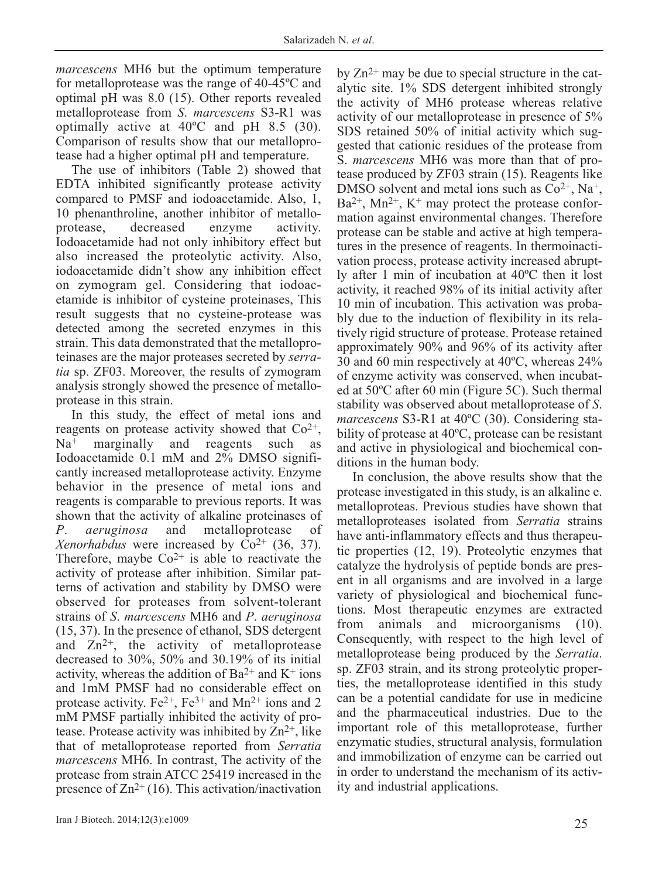*marcescens* MH6 but the optimum temperature for metalloprotease was the range of 40-45ºC and optimal pH was 8.0 (15). Other reports revealed metalloprotease from *S. marcescens* S3-R1 was optimally active at 40ºC and pH 8.5 (30). Comparison of results show that our metalloprotease had a higher optimal pH and temperature.

The use of inhibitors (Table 2) showed that EDTA inhibited significantly protease activity compared to PMSF and iodoacetamide. Also, 1, 10 phenanthroline, another inhibitor of metalloprotease, decreased enzyme activity. Iodoacetamide had not only inhibitory effect but also increased the proteolytic activity. Also, iodoacetamide didn't show any inhibition effect on zymogram gel. Considering that iodoacetamide is inhibitor of cysteine proteinases, This result suggests that no cysteine-protease was detected among the secreted enzymes in this strain. This data demonstrated that the metalloproteinases are the major proteases secreted by *serratia* sp. ZF03. Moreover, the results of zymogram analysis strongly showed the presence of metalloprotease in this strain.

In this study, the effect of metal ions and reagents on protease activity showed that $Co^{2+}$, $Na^{+}$ marginally and reagents such as Iodoacetamide 0.1 mM and 2% DMSO significantly increased metalloprotease activity. Enzyme behavior in the presence of metal ions and reagents is comparable to previous reports. It was shown that the activity of alkaline proteinases of *P. aeruginosa* and metalloprotease of *Xenorhabdus* were increased by $Co^{2+}$ (36, 37). Therefore, maybe $Co^{2+}$ is able to reactivate the activity of protease after inhibition. Similar patterns of activation and stability by DMSO were observed for proteases from solvent-tolerant strains of *S. marcescens* MH6 and *P. aeruginosa* (15, 37). In the presence of ethanol, SDS detergent and $Zn^{2+}$, the activity of metalloprotease decreased to 30%, 50% and 30.19% of its initial activity, whereas the addition of $Ba^{2+}$ and $K^{+}$ ions and 1mM PMSF had no considerable effect on protease activity. $Fe^{2+}$, $Fe^{3+}$ and $Mn^{2+}$ ions and 2 mM PMSF partially inhibited the activity of protease. Protease activity was inhibited by $Zn^{2+}$, like that of metalloprotease reported from *Serratia marcescens* MH6. In contrast, The activity of the protease from strain ATCC 25419 increased in the presence of $Zn^{2+}$ (16). This activation/inactivation by $Zn^{2+}$ may be due to special structure in the catalytic site. 1% SDS detergent inhibited strongly the activity of MH6 protease whereas relative activity of our metalloprotease in presence of 5% SDS retained 50% of initial activity which suggested that cationic residues of the protease from S. *marcescens* MH6 was more than that of protease produced by ZF03 strain (15). Reagents like DMSO solvent and metal ions such as $Co^{2+}$, $Na^{+}$, $Ba^{2+}$, $Mn^{2+}$, $K^{+}$ may protect the protease conformation against environmental changes. Therefore protease can be stable and active at high temperatures in the presence of reagents. In thermoinactivation process, protease activity increased abruptly after 1 min of incubation at 40ºC then it lost activity, it reached 98% of its initial activity after 10 min of incubation. This activation was probably due to the induction of flexibility in its relatively rigid structure of protease. Protease retained approximately 90% and 96% of its activity after 30 and 60 min respectively at 40ºC, whereas 24% of enzyme activity was conserved, when incubated at 50ºC after 60 min (Figure 5C). Such thermal stability was observed about metalloprotease of *S. marcescens* S3-R1 at 40ºC (30). Considering stability of protease at 40ºC, protease can be resistant and active in physiological and biochemical conditions in the human body.

In conclusion, the above results show that the protease investigated in this study, is an alkaline e. metalloproteas. Previous studies have shown that metalloproteases isolated from *Serratia* strains have anti-inflammatory effects and thus therapeutic properties (12, 19). Proteolytic enzymes that catalyze the hydrolysis of peptide bonds are present in all organisms and are involved in a large variety of physiological and biochemical functions. Most therapeutic enzymes are extracted from animals and microorganisms (10). Consequently, with respect to the high level of metalloprotease being produced by the *Serratia*. sp. ZF03 strain, and its strong proteolytic properties, the metalloprotease identified in this study can be a potential candidate for use in medicine and the pharmaceutical industries. Due to the important role of this metalloprotease, further enzymatic studies, structural analysis, formulation and immobilization of enzyme can be carried out in order to understand the mechanism of its activity and industrial applications.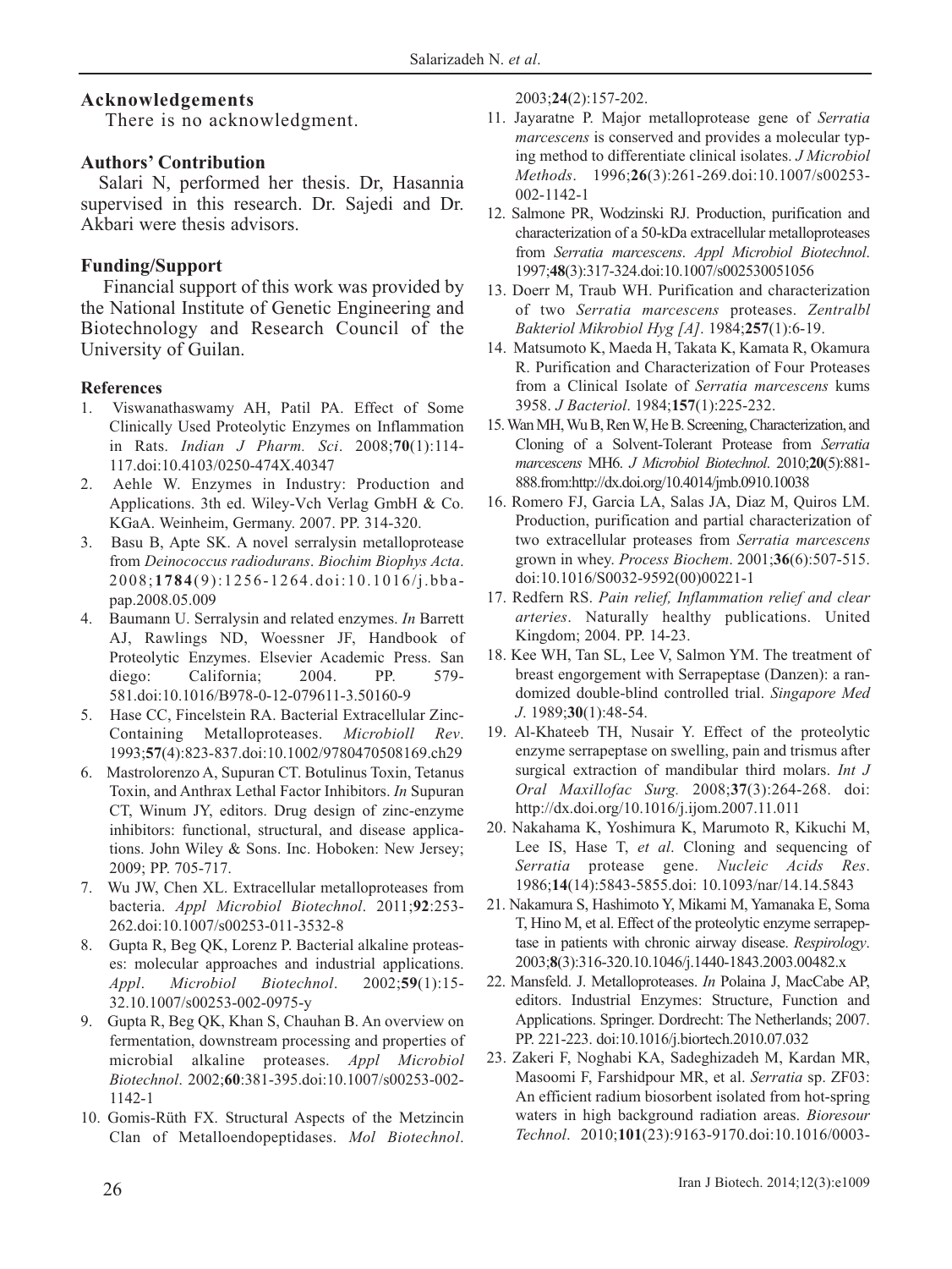## Acknowledgements

There is no acknowledgment.

## Authors' Contribution

Salari N, performed her thesis. Dr, Hasannia supervised in this research. Dr. Sajedi and Dr. Akbari were thesis advisors.

## Funding/Support

Financial support of this work was provided by the National Institute of Genetic Engineering and Biotechnology and Research Council of the University of Guilan.

## References

1. Viswanathaswamy AH, Patil PA. Effect of Some Clinically Used Proteolytic Enzymes on Inflammation in Rats. *Indian J Pharm. Sci*. 2008;**70**(1):114-117.doi:10.4103/0250-474X.40347
2. Aehle W. Enzymes in Industry: Production and Applications. 3th ed. Wiley-Vch Verlag GmbH & Co. KGaA. Weinheim, Germany. 2007. PP. 314-320.
3. Basu B, Apte SK. A novel serralysin metalloprotease from *Deinococcus radiodurans*. *Biochim Biophys Acta*. 2008;**1784**(9):1256-1264.doi:10.1016/j.bbapap.2008.05.009
4. Baumann U. Serralysin and related enzymes. *In* Barrett AJ, Rawlings ND, Woessner JF, Handbook of Proteolytic Enzymes. Elsevier Academic Press. San diego: California; 2004. PP. 579-581.doi:10.1016/B978-0-12-079611-3.50160-9
5. Hase CC, Fincelstein RA. Bacterial Extracellular Zinc-Containing Metalloproteases. *Microbioll Rev*. 1993;**57**(4):823-837.doi:10.1002/9780470508169.ch29
6. Mastrolorenzo A, Supuran CT. Botulinus Toxin, Tetanus Toxin, and Anthrax Lethal Factor Inhibitors. *In* Supuran CT, Winum JY, editors. Drug design of zinc-enzyme inhibitors: functional, structural, and disease applications. John Wiley & Sons. Inc. Hoboken: New Jersey; 2009; PP. 705-717.
7. Wu JW, Chen XL. Extracellular metalloproteases from bacteria. *Appl Microbiol Biotechnol*. 2011;**92**:253-262.doi:10.1007/s00253-011-3532-8
8. Gupta R, Beg QK, Lorenz P. Bacterial alkaline proteases: molecular approaches and industrial applications. *Appl*. *Microbiol Biotechnol*. 2002;**59**(1):15-32.10.1007/s00253-002-0975-y
9. Gupta R, Beg QK, Khan S, Chauhan B. An overview on fermentation, downstream processing and properties of microbial alkaline proteases. *Appl Microbiol Biotechnol*. 2002;**60**:381-395.doi:10.1007/s00253-002-1142-1
10. Gomis-Rüth FX. Structural Aspects of the Metzincin Clan of Metalloendopeptidases. *Mol Biotechnol*. 2003;**24**(2):157-202.
11. Jayaratne P. Major metalloprotease gene of *Serratia marcescens* is conserved and provides a molecular typing method to differentiate clinical isolates. *J Microbiol Methods*. 1996;**26**(3):261-269.doi:10.1007/s00253-002-1142-1
12. Salmone PR, Wodzinski RJ. Production, purification and characterization of a 50-kDa extracellular metalloproteases from *Serratia marcescens*. *Appl Microbiol Biotechnol*. 1997;**48**(3):317-324.doi:10.1007/s002530051056
13. Doerr M, Traub WH. Purification and characterization of two *Serratia marcescens* proteases. *Zentralbl Bakteriol Mikrobiol Hyg [A]*. 1984;**257**(1):6-19.
14. Matsumoto K, Maeda H, Takata K, Kamata R, Okamura R. Purification and Characterization of Four Proteases from a Clinical Isolate of *Serratia marcescens* kums 3958. *J Bacteriol*. 1984;**157**(1):225-232.
15. Wan MH, Wu B, Ren W, He B. Screening, Characterization, and Cloning of a Solvent-Tolerant Protease from *Serratia marcescens* MH6. *J Microbiol Biotechnol*. 2010;**20**(5):881-888.from:http://dx.doi.org/10.4014/jmb.0910.10038
16. Romero FJ, Garcia LA, Salas JA, Diaz M, Quiros LM. Production, purification and partial characterization of two extracellular proteases from *Serratia marcescens* grown in whey. *Process Biochem*. 2001;**36**(6):507-515. doi:10.1016/S0032-9592(00)00221-1
17. Redfern RS. *Pain relief, Inflammation relief and clear arteries*. Naturally healthy publications. United Kingdom; 2004. PP. 14-23.
18. Kee WH, Tan SL, Lee V, Salmon YM. The treatment of breast engorgement with Serrapeptase (Danzen): a randomized double-blind controlled trial. *Singapore Med J*. 1989;**30**(1):48-54.
19. Al-Khateeb TH, Nusair Y. Effect of the proteolytic enzyme serrapeptase on swelling, pain and trismus after surgical extraction of mandibular third molars. *Int J Oral Maxillofac Surg.* 2008;**37**(3):264-268. doi: http://dx.doi.org/10.1016/j.ijom.2007.11.011
20. Nakahama K, Yoshimura K, Marumoto R, Kikuchi M, Lee IS, Hase T, *et al*. Cloning and sequencing of *Serratia* protease gene. *Nucleic Acids Res*. 1986;**14**(14):5843-5855.doi: 10.1093/nar/14.14.5843
21. Nakamura S, Hashimoto Y, Mikami M, Yamanaka E, Soma T, Hino M, et al. Effect of the proteolytic enzyme serrapeptase in patients with chronic airway disease. *Respirology*. 2003;**8**(3):316-320.10.1046/j.1440-1843.2003.00482.x
22. Mansfeld. J. Metalloproteases. *In* Polaina J, MacCabe AP, editors. Industrial Enzymes: Structure, Function and Applications. Springer. Dordrecht: The Netherlands; 2007. PP. 221-223. doi:10.1016/j.biortech.2010.07.032
23. Zakeri F, Noghabi KA, Sadeghizadeh M, Kardan MR, Masoomi F, Farshidpour MR, et al. *Serratia* sp. ZF03: An efficient radium biosorbent isolated from hot-spring waters in high background radiation areas. *Bioresour Technol*. 2010;**101**(23):9163-9170.doi:10.1016/0003-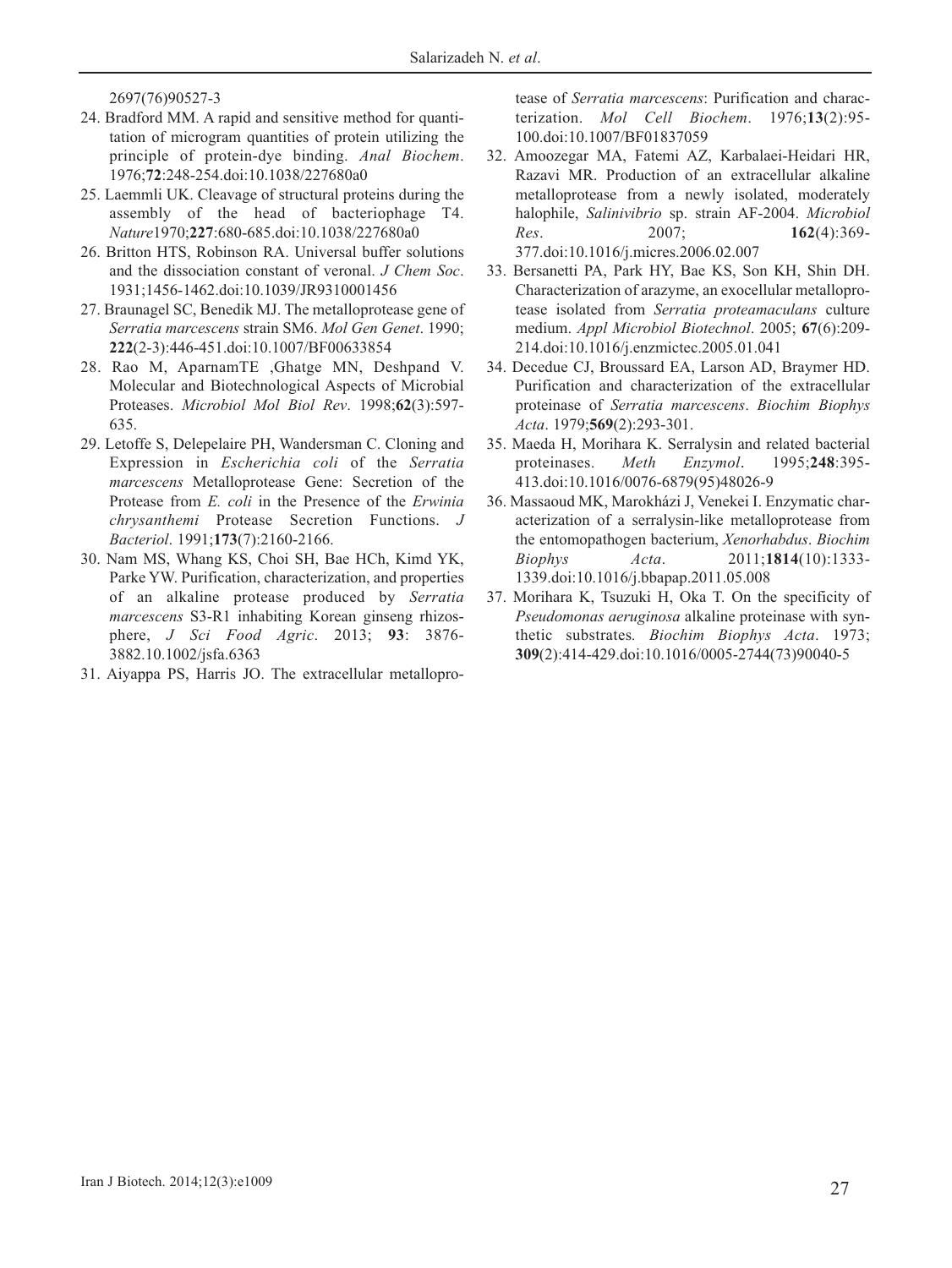2697(76)90527-3

24. Bradford MM. A rapid and sensitive method for quantitation of microgram quantities of protein utilizing the principle of protein-dye binding. *Anal Biochem*. 1976;**72**:248-254.doi:10.1038/227680a0
25. Laemmli UK. Cleavage of structural proteins during the assembly of the head of bacteriophage T4. *Nature*1970;**227**:680-685.doi:10.1038/227680a0
26. Britton HTS, Robinson RA. Universal buffer solutions and the dissociation constant of veronal. *J Chem Soc*. 1931;1456-1462.doi:10.1039/JR9310001456
27. Braunagel SC, Benedik MJ. The metalloprotease gene of *Serratia marcescens* strain SM6. *Mol Gen Genet*. 1990; **222**(2-3):446-451.doi:10.1007/BF00633854
28. Rao M, AparnamTE ,Ghatge MN, Deshpand V. Molecular and Biotechnological Aspects of Microbial Proteases. *Microbiol Mol Biol Rev*. 1998;**62**(3):597-635.
29. Letoffe S, Delepelaire PH, Wandersman C. Cloning and Expression in *Escherichia coli* of the *Serratia marcescens* Metalloprotease Gene: Secretion of the Protease from *E. coli* in the Presence of the *Erwinia chrysanthemi* Protease Secretion Functions. *J Bacteriol*. 1991;**173**(7):2160-2166.
30. Nam MS, Whang KS, Choi SH, Bae HCh, Kimd YK, Parke YW. Purification, characterization, and properties of an alkaline protease produced by *Serratia marcescens* S3-R1 inhabiting Korean ginseng rhizosphere, *J Sci Food Agric*. 2013; **93**: 3876-3882.10.1002/jsfa.6363
31. Aiyappa PS, Harris JO. The extracellular metalloprotease of *Serratia marcescens*: Purification and characterization. *Mol Cell Biochem*. 1976;**13**(2):95-100.doi:10.1007/BF01837059
32. Amoozegar MA, Fatemi AZ, Karbalaei-Heidari HR, Razavi MR. Production of an extracellular alkaline metalloprotease from a newly isolated, moderately halophile, *Salinivibrio* sp. strain AF-2004. *Microbiol Res*. 2007; **162**(4):369-377.doi:10.1016/j.micres.2006.02.007
33. Bersanetti PA, Park HY, Bae KS, Son KH, Shin DH. Characterization of arazyme, an exocellular metalloprotease isolated from *Serratia proteamaculans* culture medium. *Appl Microbiol Biotechnol*. 2005; **67**(6):209-214.doi:10.1016/j.enzmictec.2005.01.041
34. Decedue CJ, Broussard EA, Larson AD, Braymer HD. Purification and characterization of the extracellular proteinase of *Serratia marcescens*. *Biochim Biophys Acta*. 1979;**569**(2):293-301.
35. Maeda H, Morihara K. Serralysin and related bacterial proteinases. *Meth Enzymol*. 1995;**248**:395-413.doi:10.1016/0076-6879(95)48026-9
36. Massaoud MK, Marokházi J, Venekei I. Enzymatic characterization of a serralysin-like metalloprotease from the entomopathogen bacterium, *Xenorhabdus*. *Biochim Biophys Acta*. 2011;**1814**(10):1333-1339.doi:10.1016/j.bbapap.2011.05.008
37. Morihara K, Tsuzuki H, Oka T. On the specificity of *Pseudomonas aeruginosa* alkaline proteinase with synthetic substrates. *Biochim Biophys Acta*. 1973; **309**(2):414-429.doi:10.1016/0005-2744(73)90040-5